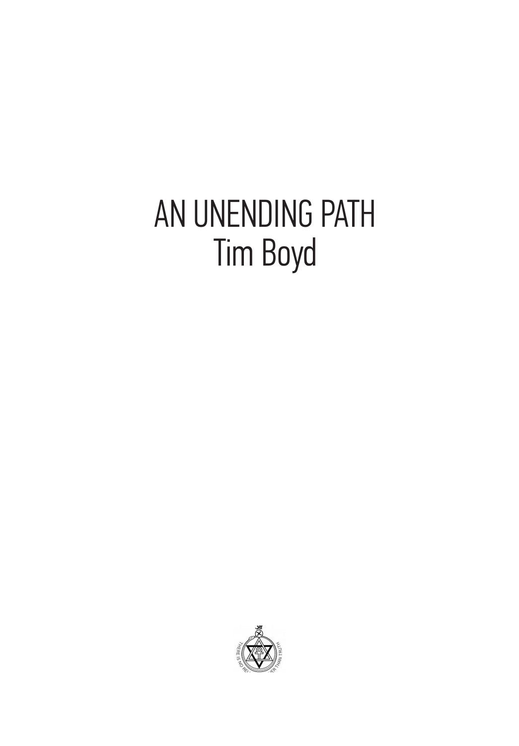# AN UNENDING PATH
## Tim Boyd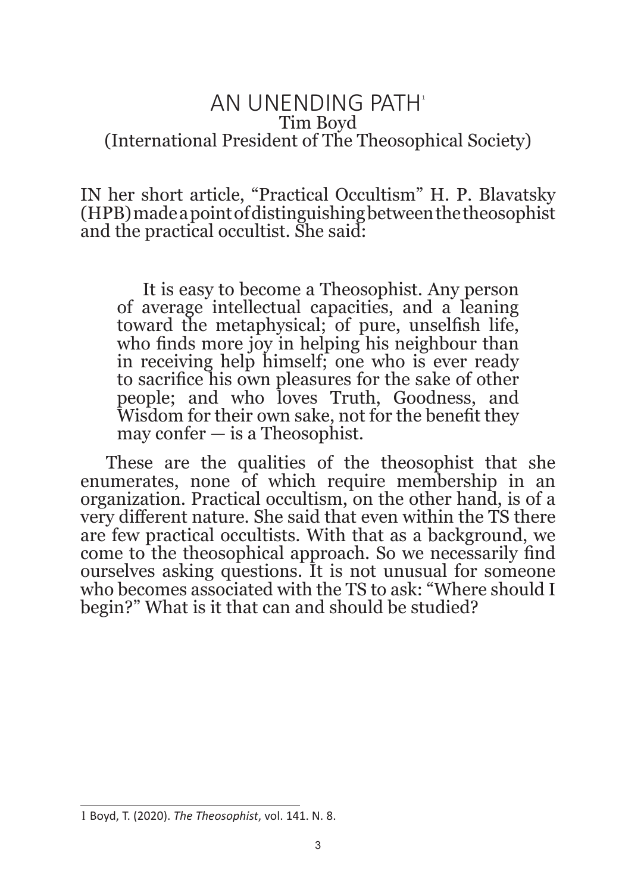# AN UNENDING PATH[1]

Tim Boyd
(International President of The Theosophical Society)

IN her short article, "Practical Occultism" H. P. Blavatsky (HPB) made a point of distinguishing between the theosophist and the practical occultist. She said:

> It is easy to become a Theosophist. Any person of average intellectual capacities, and a leaning toward the metaphysical; of pure, unselfish life, who finds more joy in helping his neighbour than in receiving help himself; one who is ever ready to sacrifice his own pleasures for the sake of other people; and who loves Truth, Goodness, and Wisdom for their own sake, not for the benefit they may confer — is a Theosophist.

These are the qualities of the theosophist that she enumerates, none of which require membership in an organization. Practical occultism, on the other hand, is of a very different nature. She said that even within the TS there are few practical occultists. With that as a background, we come to the theosophical approach. So we necessarily find ourselves asking questions. It is not unusual for someone who becomes associated with the TS to ask: "Where should I begin?" What is it that can and should be studied?

---

1 Boyd, T. (2020). *The Theosophist*, vol. 141. N. 8.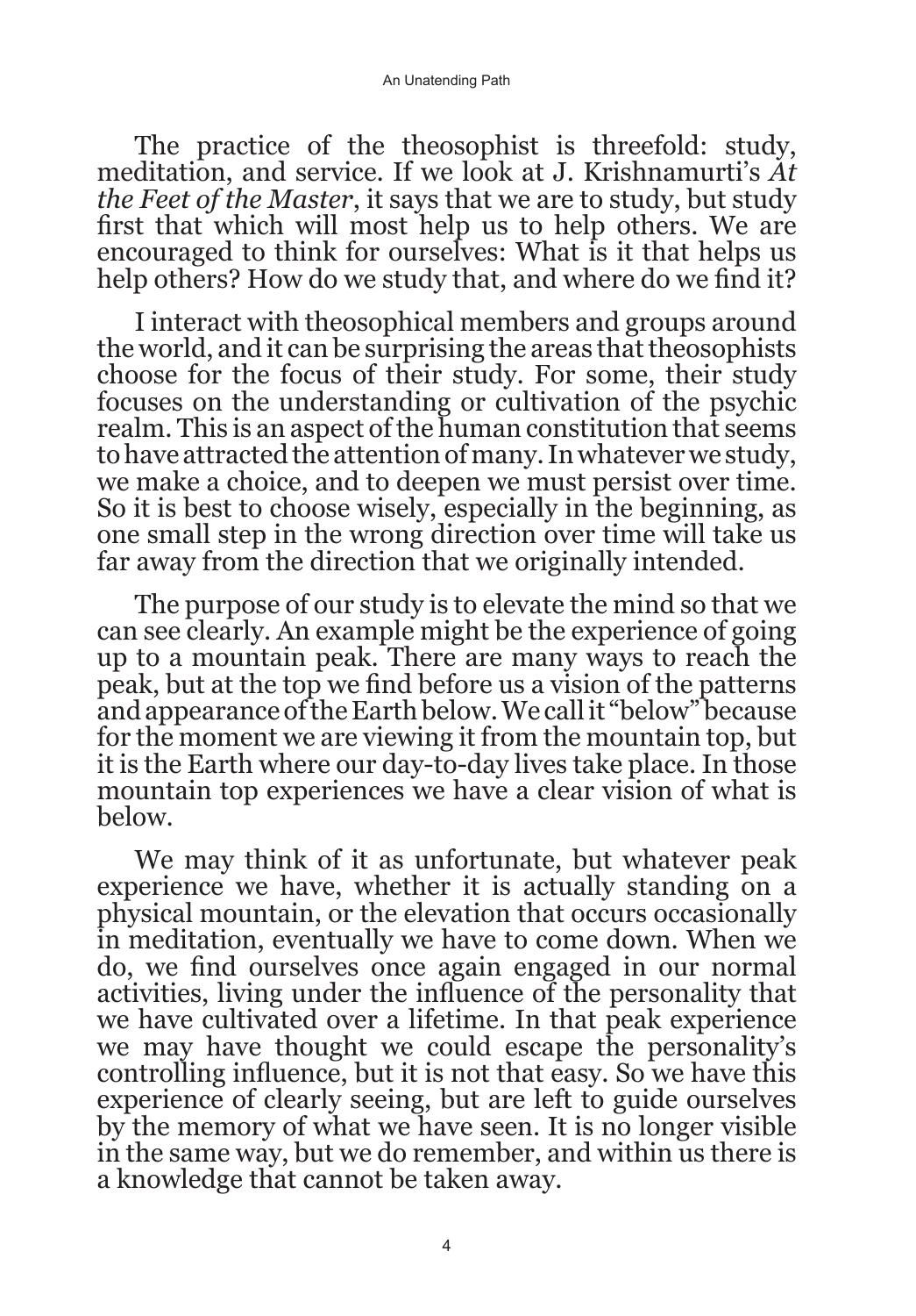The practice of the theosophist is threefold: study, meditation, and service. If we look at J. Krishnamurti's *At the Feet of the Master*, it says that we are to study, but study first that which will most help us to help others. We are encouraged to think for ourselves: What is it that helps us help others? How do we study that, and where do we find it?

I interact with theosophical members and groups around the world, and it can be surprising the areas that theosophists choose for the focus of their study. For some, their study focuses on the understanding or cultivation of the psychic realm. This is an aspect of the human constitution that seems to have attracted the attention of many. In whatever we study, we make a choice, and to deepen we must persist over time. So it is best to choose wisely, especially in the beginning, as one small step in the wrong direction over time will take us far away from the direction that we originally intended.

The purpose of our study is to elevate the mind so that we can see clearly. An example might be the experience of going up to a mountain peak. There are many ways to reach the peak, but at the top we find before us a vision of the patterns and appearance of the Earth below. We call it "below" because for the moment we are viewing it from the mountain top, but it is the Earth where our day-to-day lives take place. In those mountain top experiences we have a clear vision of what is below.

We may think of it as unfortunate, but whatever peak experience we have, whether it is actually standing on a physical mountain, or the elevation that occurs occasionally in meditation, eventually we have to come down. When we do, we find ourselves once again engaged in our normal activities, living under the influence of the personality that we have cultivated over a lifetime. In that peak experience we may have thought we could escape the personality's controlling influence, but it is not that easy. So we have this experience of clearly seeing, but are left to guide ourselves by the memory of what we have seen. It is no longer visible in the same way, but we do remember, and within us there is a knowledge that cannot be taken away.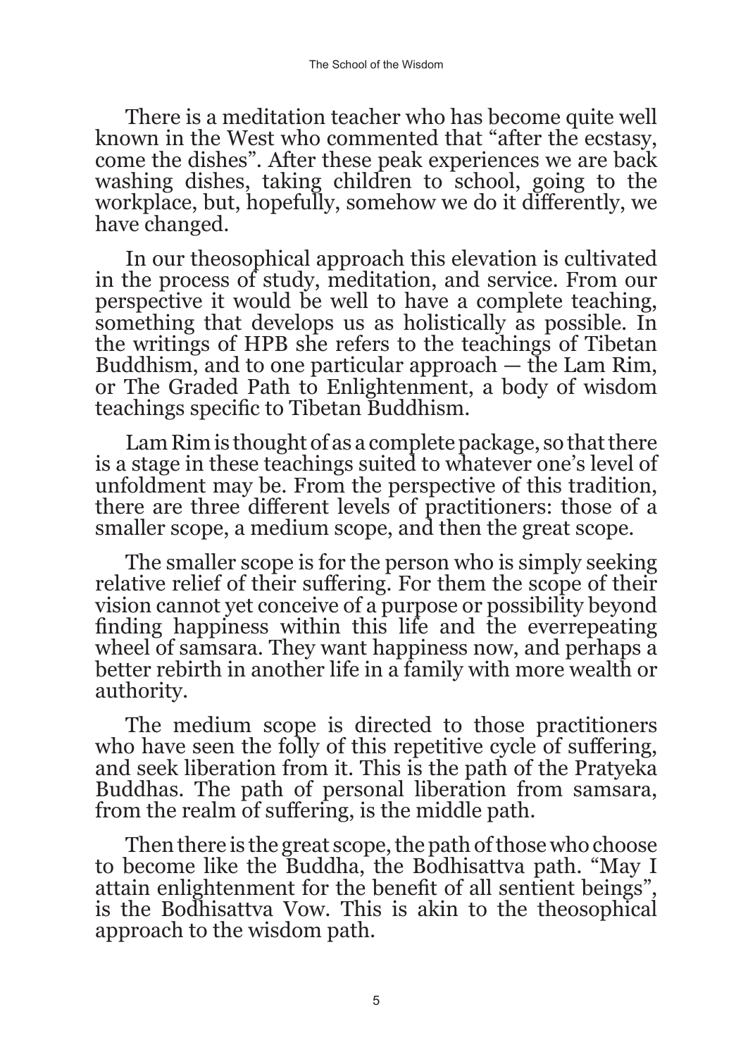There is a meditation teacher who has become quite well known in the West who commented that "after the ecstasy, come the dishes". After these peak experiences we are back washing dishes, taking children to school, going to the workplace, but, hopefully, somehow we do it differently, we have changed.

In our theosophical approach this elevation is cultivated in the process of study, meditation, and service. From our perspective it would be well to have a complete teaching, something that develops us as holistically as possible. In the writings of HPB she refers to the teachings of Tibetan Buddhism, and to one particular approach — the Lam Rim, or The Graded Path to Enlightenment, a body of wisdom teachings specific to Tibetan Buddhism.

Lam Rim is thought of as a complete package, so that there is a stage in these teachings suited to whatever one's level of unfoldment may be. From the perspective of this tradition, there are three different levels of practitioners: those of a smaller scope, a medium scope, and then the great scope.

The smaller scope is for the person who is simply seeking relative relief of their suffering. For them the scope of their vision cannot yet conceive of a purpose or possibility beyond finding happiness within this life and the everrepeating wheel of samsara. They want happiness now, and perhaps a better rebirth in another life in a family with more wealth or authority.

The medium scope is directed to those practitioners who have seen the folly of this repetitive cycle of suffering, and seek liberation from it. This is the path of the Pratyeka Buddhas. The path of personal liberation from samsara, from the realm of suffering, is the middle path.

Then there is the great scope, the path of those who choose to become like the Buddha, the Bodhisattva path. "May I attain enlightenment for the benefit of all sentient beings", is the Bodhisattva Vow. This is akin to the theosophical approach to the wisdom path.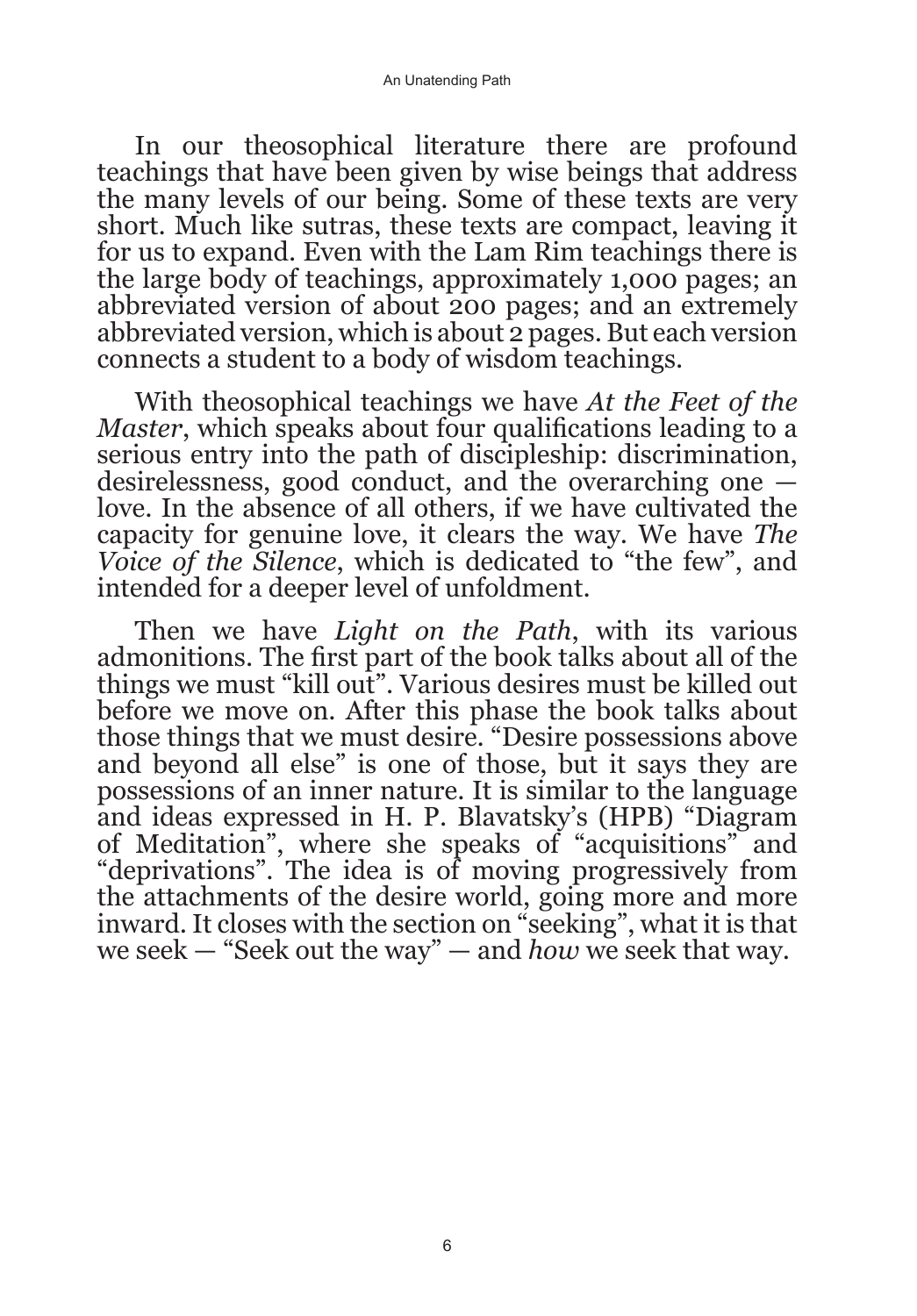In our theosophical literature there are profound teachings that have been given by wise beings that address the many levels of our being. Some of these texts are very short. Much like sutras, these texts are compact, leaving it for us to expand. Even with the Lam Rim teachings there is the large body of teachings, approximately 1,000 pages; an abbreviated version of about 200 pages; and an extremely abbreviated version, which is about 2 pages. But each version connects a student to a body of wisdom teachings.

With theosophical teachings we have *At the Feet of the Master*, which speaks about four qualifications leading to a serious entry into the path of discipleship: discrimination, desirelessness, good conduct, and the overarching one — love. In the absence of all others, if we have cultivated the capacity for genuine love, it clears the way. We have *The Voice of the Silence*, which is dedicated to "the few", and intended for a deeper level of unfoldment.

Then we have *Light on the Path*, with its various admonitions. The first part of the book talks about all of the things we must "kill out". Various desires must be killed out before we move on. After this phase the book talks about those things that we must desire. "Desire possessions above and beyond all else" is one of those, but it says they are possessions of an inner nature. It is similar to the language and ideas expressed in H. P. Blavatsky's (HPB) "Diagram of Meditation", where she speaks of "acquisitions" and "deprivations". The idea is of moving progressively from the attachments of the desire world, going more and more inward. It closes with the section on "seeking", what it is that we seek — "Seek out the way" — and *how* we seek that way.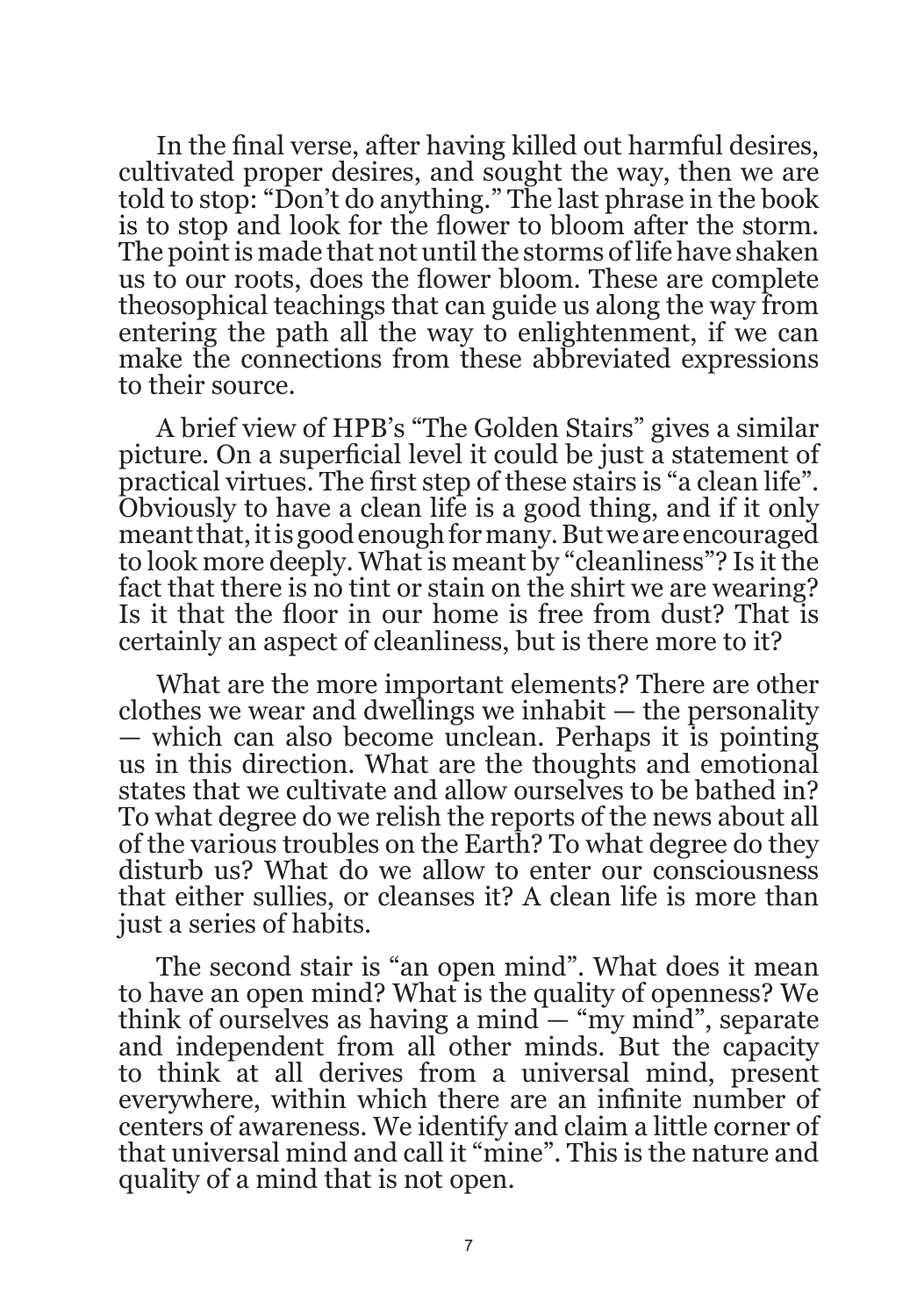In the final verse, after having killed out harmful desires, cultivated proper desires, and sought the way, then we are told to stop: "Don't do anything." The last phrase in the book is to stop and look for the flower to bloom after the storm. The point is made that not until the storms of life have shaken us to our roots, does the flower bloom. These are complete theosophical teachings that can guide us along the way from entering the path all the way to enlightenment, if we can make the connections from these abbreviated expressions to their source.

A brief view of HPB's "The Golden Stairs" gives a similar picture. On a superficial level it could be just a statement of practical virtues. The first step of these stairs is "a clean life". Obviously to have a clean life is a good thing, and if it only meant that, it is good enough for many. But we are encouraged to look more deeply. What is meant by "cleanliness"? Is it the fact that there is no tint or stain on the shirt we are wearing? Is it that the floor in our home is free from dust? That is certainly an aspect of cleanliness, but is there more to it?

What are the more important elements? There are other clothes we wear and dwellings we inhabit — the personality — which can also become unclean. Perhaps it is pointing us in this direction. What are the thoughts and emotional states that we cultivate and allow ourselves to be bathed in? To what degree do we relish the reports of the news about all of the various troubles on the Earth? To what degree do they disturb us? What do we allow to enter our consciousness that either sullies, or cleanses it? A clean life is more than just a series of habits.

The second stair is "an open mind". What does it mean to have an open mind? What is the quality of openness? We think of ourselves as having a mind — "my mind", separate and independent from all other minds. But the capacity to think at all derives from a universal mind, present everywhere, within which there are an infinite number of centers of awareness. We identify and claim a little corner of that universal mind and call it "mine". This is the nature and quality of a mind that is not open.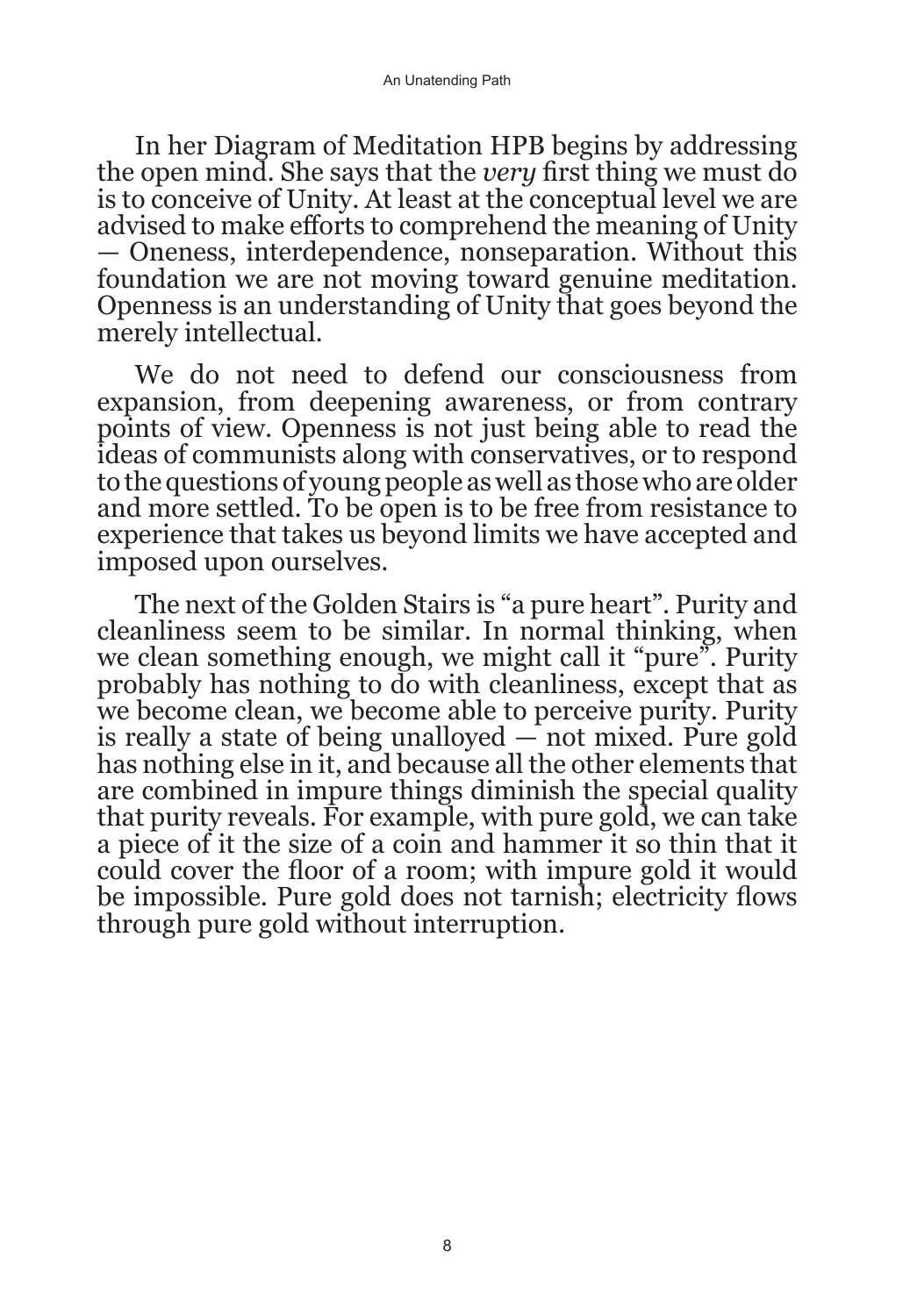In her Diagram of Meditation HPB begins by addressing the open mind. She says that the *very* first thing we must do is to conceive of Unity. At least at the conceptual level we are advised to make efforts to comprehend the meaning of Unity — Oneness, interdependence, nonseparation. Without this foundation we are not moving toward genuine meditation. Openness is an understanding of Unity that goes beyond the merely intellectual.

We do not need to defend our consciousness from expansion, from deepening awareness, or from contrary points of view. Openness is not just being able to read the ideas of communists along with conservatives, or to respond to the questions of young people as well as those who are older and more settled. To be open is to be free from resistance to experience that takes us beyond limits we have accepted and imposed upon ourselves.

The next of the Golden Stairs is "a pure heart". Purity and cleanliness seem to be similar. In normal thinking, when we clean something enough, we might call it "pure". Purity probably has nothing to do with cleanliness, except that as we become clean, we become able to perceive purity. Purity is really a state of being unalloyed — not mixed. Pure gold has nothing else in it, and because all the other elements that are combined in impure things diminish the special quality that purity reveals. For example, with pure gold, we can take a piece of it the size of a coin and hammer it so thin that it could cover the floor of a room; with impure gold it would be impossible. Pure gold does not tarnish; electricity flows through pure gold without interruption.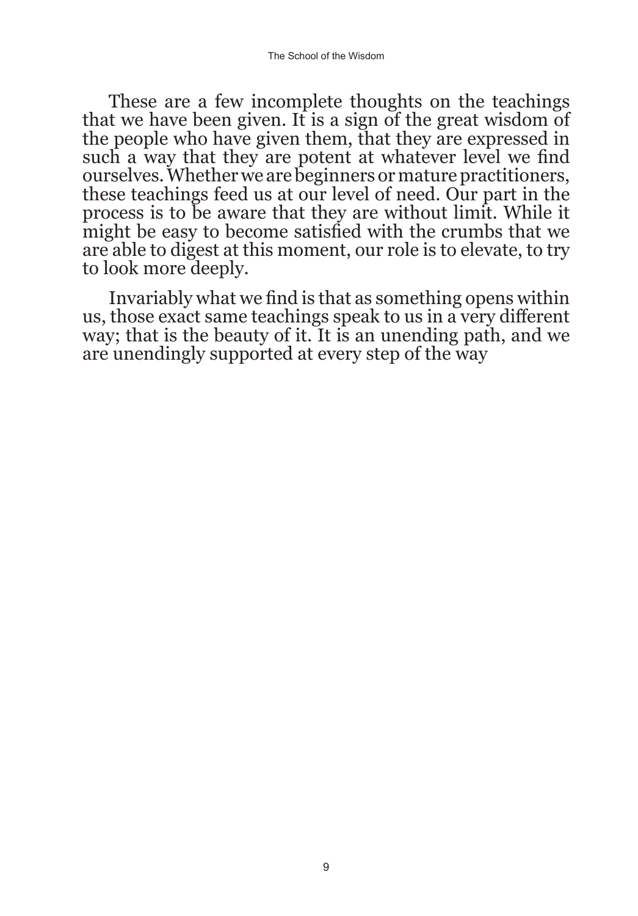These are a few incomplete thoughts on the teachings that we have been given. It is a sign of the great wisdom of the people who have given them, that they are expressed in such a way that they are potent at whatever level we find ourselves. Whether we are beginners or mature practitioners, these teachings feed us at our level of need. Our part in the process is to be aware that they are without limit. While it might be easy to become satisfied with the crumbs that we are able to digest at this moment, our role is to elevate, to try to look more deeply.

Invariably what we find is that as something opens within us, those exact same teachings speak to us in a very different way; that is the beauty of it. It is an unending path, and we are unendingly supported at every step of the way